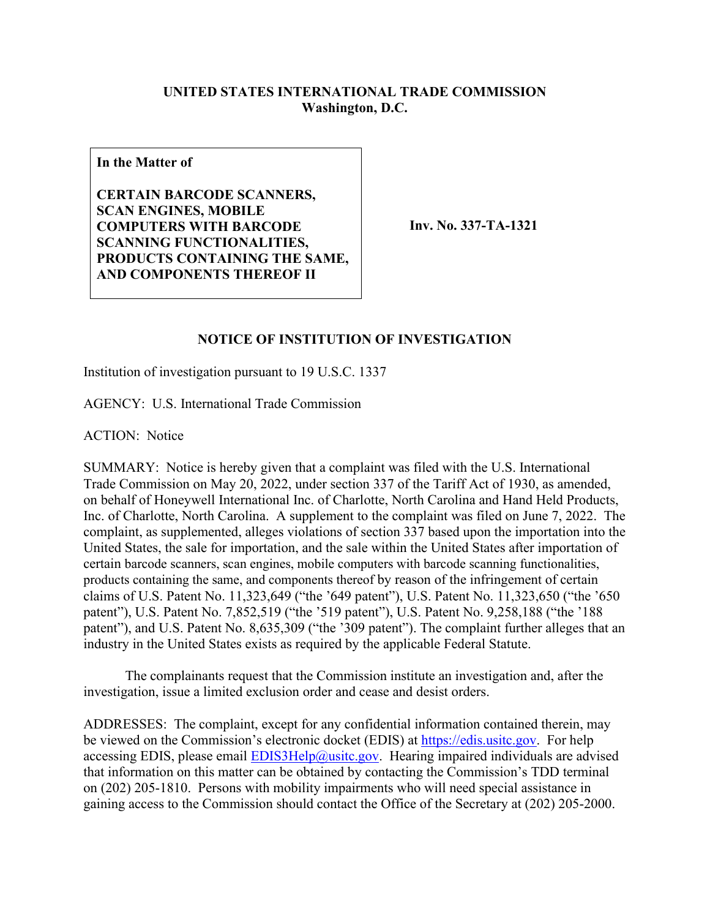**UNITED STATES INTERNATIONAL TRADE COMMISSION**
**Washington, D.C.**

**In the Matter of**

**CERTAIN BARCODE SCANNERS, SCAN ENGINES, MOBILE COMPUTERS WITH BARCODE SCANNING FUNCTIONALITIES, PRODUCTS CONTAINING THE SAME, AND COMPONENTS THEREOF II**

**Inv. No. 337-TA-1321**

## NOTICE OF INSTITUTION OF INVESTIGATION

Institution of investigation pursuant to 19 U.S.C. 1337

AGENCY: U.S. International Trade Commission

ACTION: Notice

SUMMARY: Notice is hereby given that a complaint was filed with the U.S. International Trade Commission on May 20, 2022, under section 337 of the Tariff Act of 1930, as amended, on behalf of Honeywell International Inc. of Charlotte, North Carolina and Hand Held Products, Inc. of Charlotte, North Carolina. A supplement to the complaint was filed on June 7, 2022. The complaint, as supplemented, alleges violations of section 337 based upon the importation into the United States, the sale for importation, and the sale within the United States after importation of certain barcode scanners, scan engines, mobile computers with barcode scanning functionalities, products containing the same, and components thereof by reason of the infringement of certain claims of U.S. Patent No. 11,323,649 ("the '649 patent"), U.S. Patent No. 11,323,650 ("the '650 patent"), U.S. Patent No. 7,852,519 ("the '519 patent"), U.S. Patent No. 9,258,188 ("the '188 patent"), and U.S. Patent No. 8,635,309 ("the '309 patent"). The complaint further alleges that an industry in the United States exists as required by the applicable Federal Statute.

The complainants request that the Commission institute an investigation and, after the investigation, issue a limited exclusion order and cease and desist orders.

ADDRESSES: The complaint, except for any confidential information contained therein, may be viewed on the Commission's electronic docket (EDIS) at https://edis.usitc.gov. For help accessing EDIS, please email EDIS3Help@usitc.gov. Hearing impaired individuals are advised that information on this matter can be obtained by contacting the Commission's TDD terminal on (202) 205-1810. Persons with mobility impairments who will need special assistance in gaining access to the Commission should contact the Office of the Secretary at (202) 205-2000.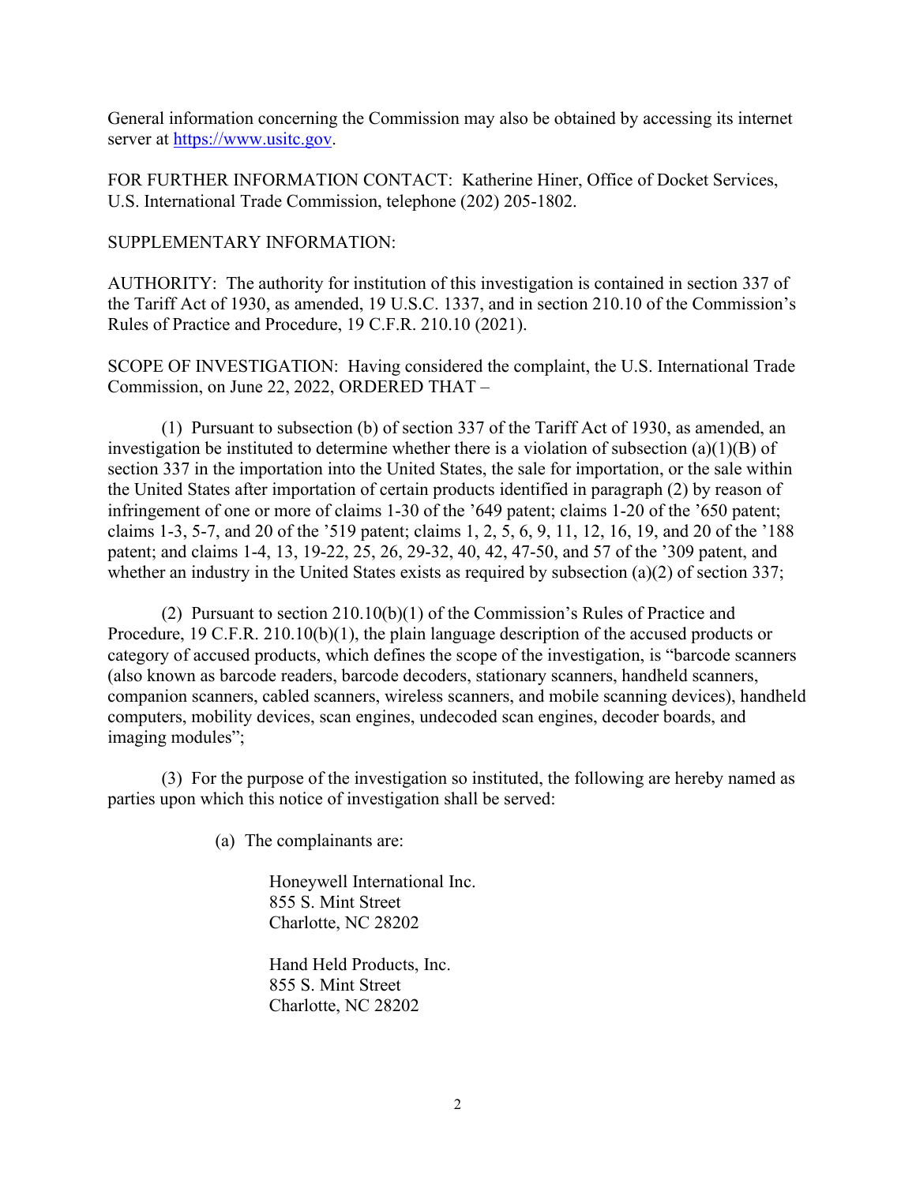General information concerning the Commission may also be obtained by accessing its internet server at https://www.usitc.gov.

FOR FURTHER INFORMATION CONTACT: Katherine Hiner, Office of Docket Services, U.S. International Trade Commission, telephone (202) 205-1802.

SUPPLEMENTARY INFORMATION:

AUTHORITY: The authority for institution of this investigation is contained in section 337 of the Tariff Act of 1930, as amended, 19 U.S.C. 1337, and in section 210.10 of the Commission's Rules of Practice and Procedure, 19 C.F.R. 210.10 (2021).

SCOPE OF INVESTIGATION: Having considered the complaint, the U.S. International Trade Commission, on June 22, 2022, ORDERED THAT –

(1) Pursuant to subsection (b) of section 337 of the Tariff Act of 1930, as amended, an investigation be instituted to determine whether there is a violation of subsection (a)(1)(B) of section 337 in the importation into the United States, the sale for importation, or the sale within the United States after importation of certain products identified in paragraph (2) by reason of infringement of one or more of claims 1-30 of the '649 patent; claims 1-20 of the '650 patent; claims 1-3, 5-7, and 20 of the '519 patent; claims 1, 2, 5, 6, 9, 11, 12, 16, 19, and 20 of the '188 patent; and claims 1-4, 13, 19-22, 25, 26, 29-32, 40, 42, 47-50, and 57 of the '309 patent, and whether an industry in the United States exists as required by subsection (a)(2) of section 337;

(2) Pursuant to section 210.10(b)(1) of the Commission's Rules of Practice and Procedure, 19 C.F.R. 210.10(b)(1), the plain language description of the accused products or category of accused products, which defines the scope of the investigation, is "barcode scanners (also known as barcode readers, barcode decoders, stationary scanners, handheld scanners, companion scanners, cabled scanners, wireless scanners, and mobile scanning devices), handheld computers, mobility devices, scan engines, undecoded scan engines, decoder boards, and imaging modules";

(3) For the purpose of the investigation so instituted, the following are hereby named as parties upon which this notice of investigation shall be served:

(a) The complainants are:

Honeywell International Inc.
855 S. Mint Street
Charlotte, NC 28202

Hand Held Products, Inc.
855 S. Mint Street
Charlotte, NC 28202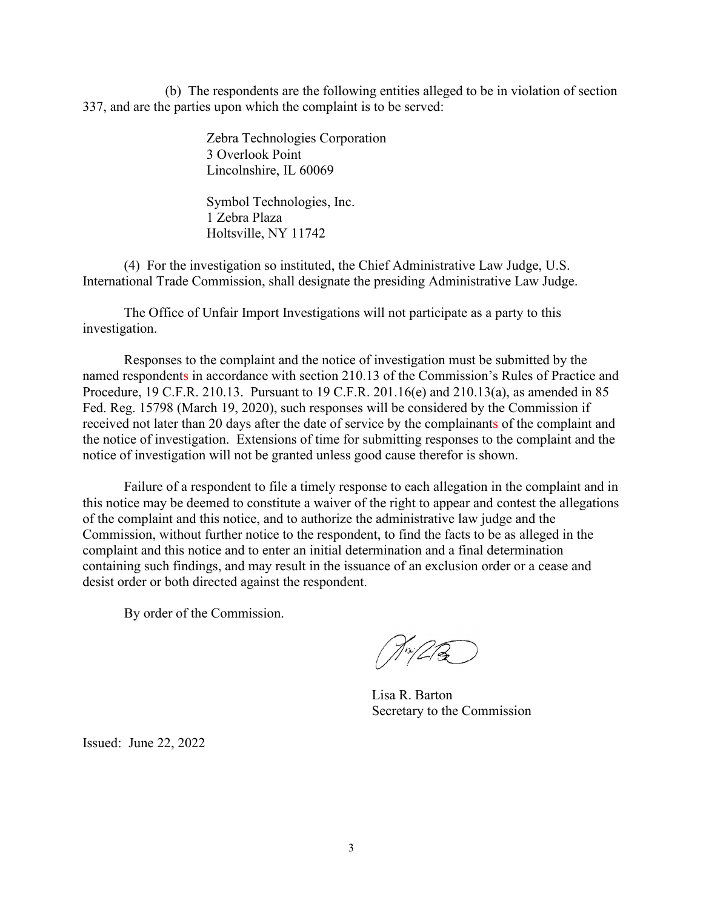(b) The respondents are the following entities alleged to be in violation of section 337, and are the parties upon which the complaint is to be served:

Zebra Technologies Corporation
3 Overlook Point
Lincolnshire, IL 60069

Symbol Technologies, Inc.
1 Zebra Plaza
Holtsville, NY 11742

(4) For the investigation so instituted, the Chief Administrative Law Judge, U.S. International Trade Commission, shall designate the presiding Administrative Law Judge.

The Office of Unfair Import Investigations will not participate as a party to this investigation.

Responses to the complaint and the notice of investigation must be submitted by the named respondents in accordance with section 210.13 of the Commission's Rules of Practice and Procedure, 19 C.F.R. 210.13. Pursuant to 19 C.F.R. 201.16(e) and 210.13(a), as amended in 85 Fed. Reg. 15798 (March 19, 2020), such responses will be considered by the Commission if received not later than 20 days after the date of service by the complainants of the complaint and the notice of investigation. Extensions of time for submitting responses to the complaint and the notice of investigation will not be granted unless good cause therefor is shown.

Failure of a respondent to file a timely response to each allegation in the complaint and in this notice may be deemed to constitute a waiver of the right to appear and contest the allegations of the complaint and this notice, and to authorize the administrative law judge and the Commission, without further notice to the respondent, to find the facts to be as alleged in the complaint and this notice and to enter an initial determination and a final determination containing such findings, and may result in the issuance of an exclusion order or a cease and desist order or both directed against the respondent.

By order of the Commission.

Lisa R. Barton
Secretary to the Commission

Issued: June 22, 2022